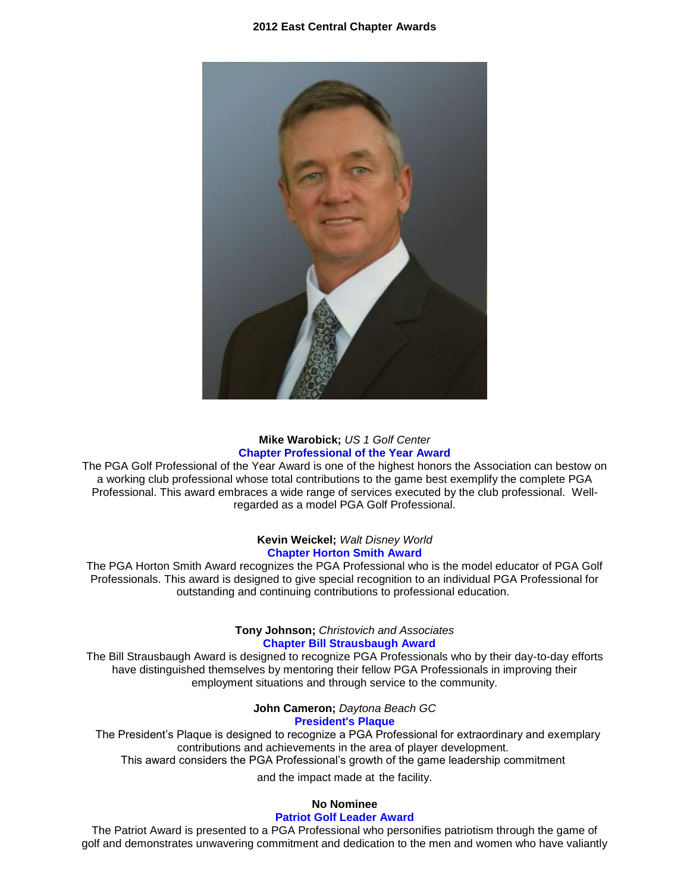# 2012 East Central Chapter Awards

**Mike Warobick;** *US 1 Golf Center*

**Chapter Professional of the Year Award**

The PGA Golf Professional of the Year Award is one of the highest honors the Association can bestow on a working club professional whose total contributions to the game best exemplify the complete PGA Professional. This award embraces a wide range of services executed by the club professional. Well-regarded as a model PGA Golf Professional.

**Kevin Weickel;** *Walt Disney World*

**Chapter Horton Smith Award**

The PGA Horton Smith Award recognizes the PGA Professional who is the model educator of PGA Golf Professionals. This award is designed to give special recognition to an individual PGA Professional for outstanding and continuing contributions to professional education.

**Tony Johnson;** *Christovich and Associates*

**Chapter Bill Strausbaugh Award**

The Bill Strausbaugh Award is designed to recognize PGA Professionals who by their day-to-day efforts have distinguished themselves by mentoring their fellow PGA Professionals in improving their employment situations and through service to the community.

**John Cameron;** *Daytona Beach GC*

**President's Plaque**

The President's Plaque is designed to recognize a PGA Professional for extraordinary and exemplary contributions and achievements in the area of player development.
This award considers the PGA Professional's growth of the game leadership commitment and the impact made at the facility.

**No Nominee**

**Patriot Golf Leader Award**

The Patriot Award is presented to a PGA Professional who personifies patriotism through the game of golf and demonstrates unwavering commitment and dedication to the men and women who have valiantly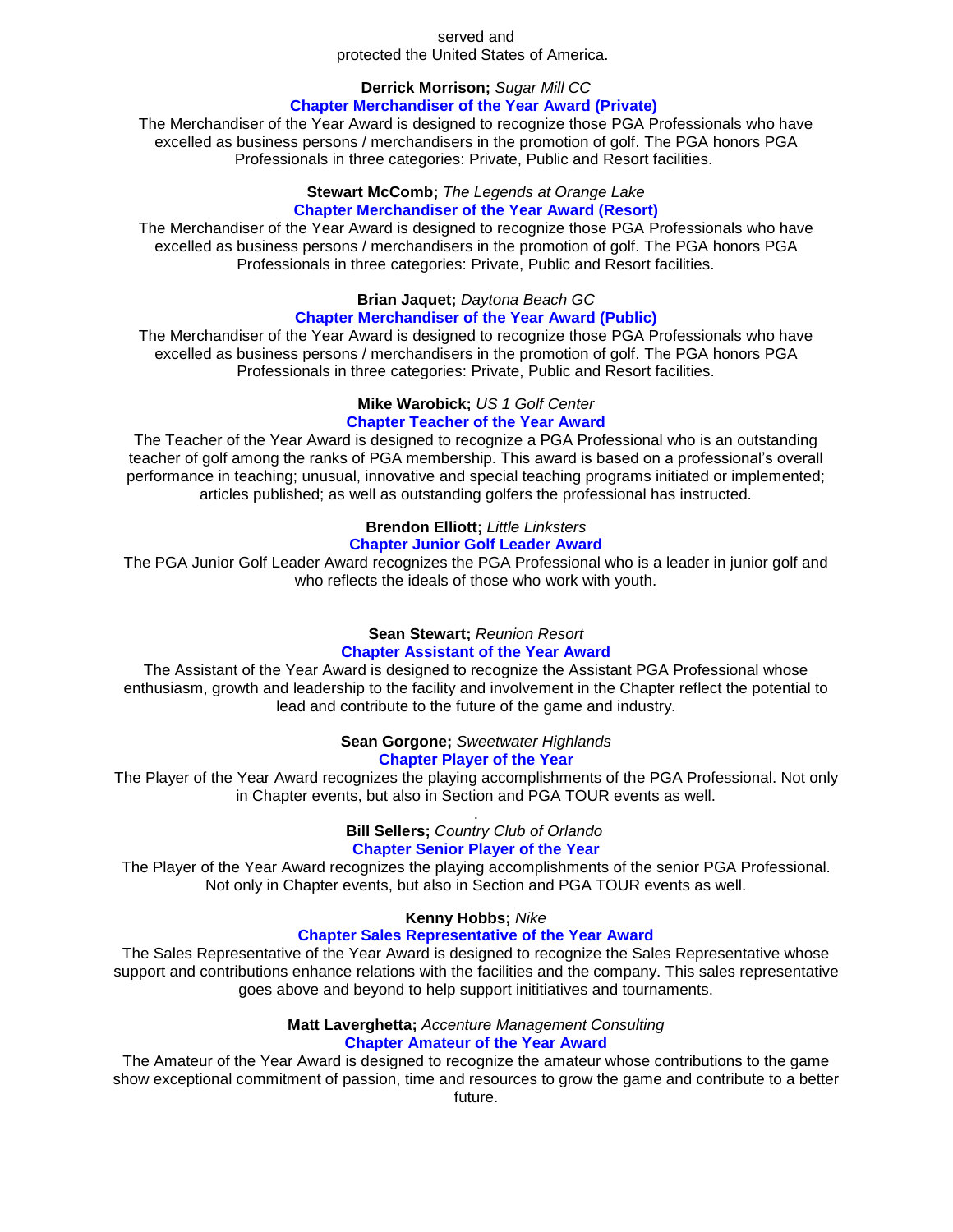served and
protected the United States of America.

**Derrick Morrison;** *Sugar Mill CC*
**Chapter Merchandiser of the Year Award (Private)**
The Merchandiser of the Year Award is designed to recognize those PGA Professionals who have excelled as business persons / merchandisers in the promotion of golf. The PGA honors PGA Professionals in three categories: Private, Public and Resort facilities.

**Stewart McComb;** *The Legends at Orange Lake*
**Chapter Merchandiser of the Year Award (Resort)**
The Merchandiser of the Year Award is designed to recognize those PGA Professionals who have excelled as business persons / merchandisers in the promotion of golf. The PGA honors PGA Professionals in three categories: Private, Public and Resort facilities.

**Brian Jaquet;** *Daytona Beach GC*
**Chapter Merchandiser of the Year Award (Public)**
The Merchandiser of the Year Award is designed to recognize those PGA Professionals who have excelled as business persons / merchandisers in the promotion of golf. The PGA honors PGA Professionals in three categories: Private, Public and Resort facilities.

**Mike Warobick;** *US 1 Golf Center*
**Chapter Teacher of the Year Award**
The Teacher of the Year Award is designed to recognize a PGA Professional who is an outstanding teacher of golf among the ranks of PGA membership. This award is based on a professional's overall performance in teaching; unusual, innovative and special teaching programs initiated or implemented; articles published; as well as outstanding golfers the professional has instructed.

**Brendon Elliott;** *Little Linksters*
**Chapter Junior Golf Leader Award**
The PGA Junior Golf Leader Award recognizes the PGA Professional who is a leader in junior golf and who reflects the ideals of those who work with youth.

**Sean Stewart;** *Reunion Resort*
**Chapter Assistant of the Year Award**
The Assistant of the Year Award is designed to recognize the Assistant PGA Professional whose enthusiasm, growth and leadership to the facility and involvement in the Chapter reflect the potential to lead and contribute to the future of the game and industry.

**Sean Gorgone;** *Sweetwater Highlands*
**Chapter Player of the Year**
The Player of the Year Award recognizes the playing accomplishments of the PGA Professional. Not only in Chapter events, but also in Section and PGA TOUR events as well.

**Bill Sellers;** *Country Club of Orlando*
**Chapter Senior Player of the Year**
The Player of the Year Award recognizes the playing accomplishments of the senior PGA Professional. Not only in Chapter events, but also in Section and PGA TOUR events as well.

**Kenny Hobbs;** *Nike*
**Chapter Sales Representative of the Year Award**
The Sales Representative of the Year Award is designed to recognize the Sales Representative whose support and contributions enhance relations with the facilities and the company. This sales representative goes above and beyond to help support inititiatives and tournaments.

**Matt Laverghetta;** *Accenture Management Consulting*
**Chapter Amateur of the Year Award**
The Amateur of the Year Award is designed to recognize the amateur whose contributions to the game show exceptional commitment of passion, time and resources to grow the game and contribute to a better future.